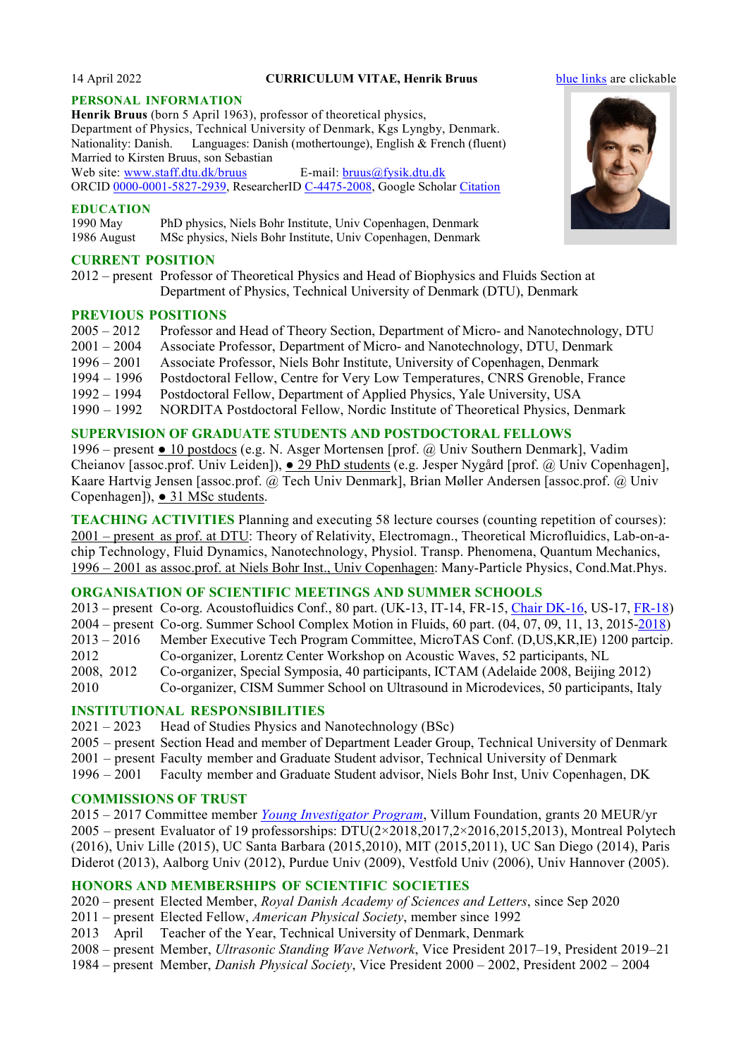14 April 2022 **CURRICULUM VITAE, Henrik Bruus** blue links are clickable

## PERSONAL INFORMATION

**Henrik Bruus** (born 5 April 1963), professor of theoretical physics,
Department of Physics, Technical University of Denmark, Kgs Lyngby, Denmark.
Nationality: Danish. Languages: Danish (mothertounge), English & French (fluent)
Married to Kirsten Bruus, son Sebastian
Web site: www.staff.dtu.dk/bruus E-mail: bruus@fysik.dtu.dk
ORCID 0000-0001-5827-2939, ResearcherID C-4475-2008, Google Scholar Citation

## EDUCATION

1990 May PhD physics, Niels Bohr Institute, Univ Copenhagen, Denmark
1986 August MSc physics, Niels Bohr Institute, Univ Copenhagen, Denmark

## CURRENT POSITION

2012 – present Professor of Theoretical Physics and Head of Biophysics and Fluids Section at Department of Physics, Technical University of Denmark (DTU), Denmark

## PREVIOUS POSITIONS

2005 – 2012 Professor and Head of Theory Section, Department of Micro- and Nanotechnology, DTU
2001 – 2004 Associate Professor, Department of Micro- and Nanotechnology, DTU, Denmark
1996 – 2001 Associate Professor, Niels Bohr Institute, University of Copenhagen, Denmark
1994 – 1996 Postdoctoral Fellow, Centre for Very Low Temperatures, CNRS Grenoble, France
1992 – 1994 Postdoctoral Fellow, Department of Applied Physics, Yale University, USA
1990 – 1992 NORDITA Postdoctoral Fellow, Nordic Institute of Theoretical Physics, Denmark

## SUPERVISION OF GRADUATE STUDENTS AND POSTDOCTORAL FELLOWS

1996 – present ● 10 postdocs (e.g. N. Asger Mortensen [prof. @ Univ Southern Denmark], Vadim Cheianov [assoc.prof. Univ Leiden]), ● 29 PhD students (e.g. Jesper Nygård [prof. @ Univ Copenhagen], Kaare Hartvig Jensen [assoc.prof. @ Tech Univ Denmark], Brian Møller Andersen [assoc.prof. @ Univ Copenhagen]), ● 31 MSc students.

## TEACHING ACTIVITIES

Planning and executing 58 lecture courses (counting repetition of courses):
2001 – present as prof. at DTU: Theory of Relativity, Electromagn., Theoretical Microfluidics, Lab-on-a-chip Technology, Fluid Dynamics, Nanotechnology, Physiol. Transp. Phenomena, Quantum Mechanics,
1996 – 2001 as assoc.prof. at Niels Bohr Inst., Univ Copenhagen: Many-Particle Physics, Cond.Mat.Phys.

## ORGANISATION OF SCIENTIFIC MEETINGS AND SUMMER SCHOOLS

2013 – present Co-org. Acoustofluidics Conf., 80 part. (UK-13, IT-14, FR-15, Chair DK-16, US-17, FR-18)
2004 – present Co-org. Summer School Complex Motion in Fluids, 60 part. (04, 07, 09, 11, 13, 2015-2018)
2013 – 2016 Member Executive Tech Program Committee, MicroTAS Conf. (D,US,KR,IE) 1200 partcip.
2012 Co-organizer, Lorentz Center Workshop on Acoustic Waves, 52 participants, NL
2008, 2012 Co-organizer, Special Symposia, 40 participants, ICTAM (Adelaide 2008, Beijing 2012)
2010 Co-organizer, CISM Summer School on Ultrasound in Microdevices, 50 participants, Italy

## INSTITUTIONAL RESPONSIBILITIES

2021 – 2023 Head of Studies Physics and Nanotechnology (BSc)
2005 – present Section Head and member of Department Leader Group, Technical University of Denmark
2001 – present Faculty member and Graduate Student advisor, Technical University of Denmark
1996 – 2001 Faculty member and Graduate Student advisor, Niels Bohr Inst, Univ Copenhagen, DK

## COMMISSIONS OF TRUST

2015 – 2017 Committee member *Young Investigator Program*, Villum Foundation, grants 20 MEUR/yr
2005 – present Evaluator of 19 professorships: DTU(2×2018,2017,2×2016,2015,2013), Montreal Polytech (2016), Univ Lille (2015), UC Santa Barbara (2015,2010), MIT (2015,2011), UC San Diego (2014), Paris Diderot (2013), Aalborg Univ (2012), Purdue Univ (2009), Vestfold Univ (2006), Univ Hannover (2005).

## HONORS AND MEMBERSHIPS OF SCIENTIFIC SOCIETIES

2020 – present Elected Member, *Royal Danish Academy of Sciences and Letters*, since Sep 2020
2011 – present Elected Fellow, *American Physical Society*, member since 1992
2013 April Teacher of the Year, Technical University of Denmark, Denmark
2008 – present Member, *Ultrasonic Standing Wave Network*, Vice President 2017–19, President 2019–21
1984 – present Member, *Danish Physical Society*, Vice President 2000 – 2002, President 2002 – 2004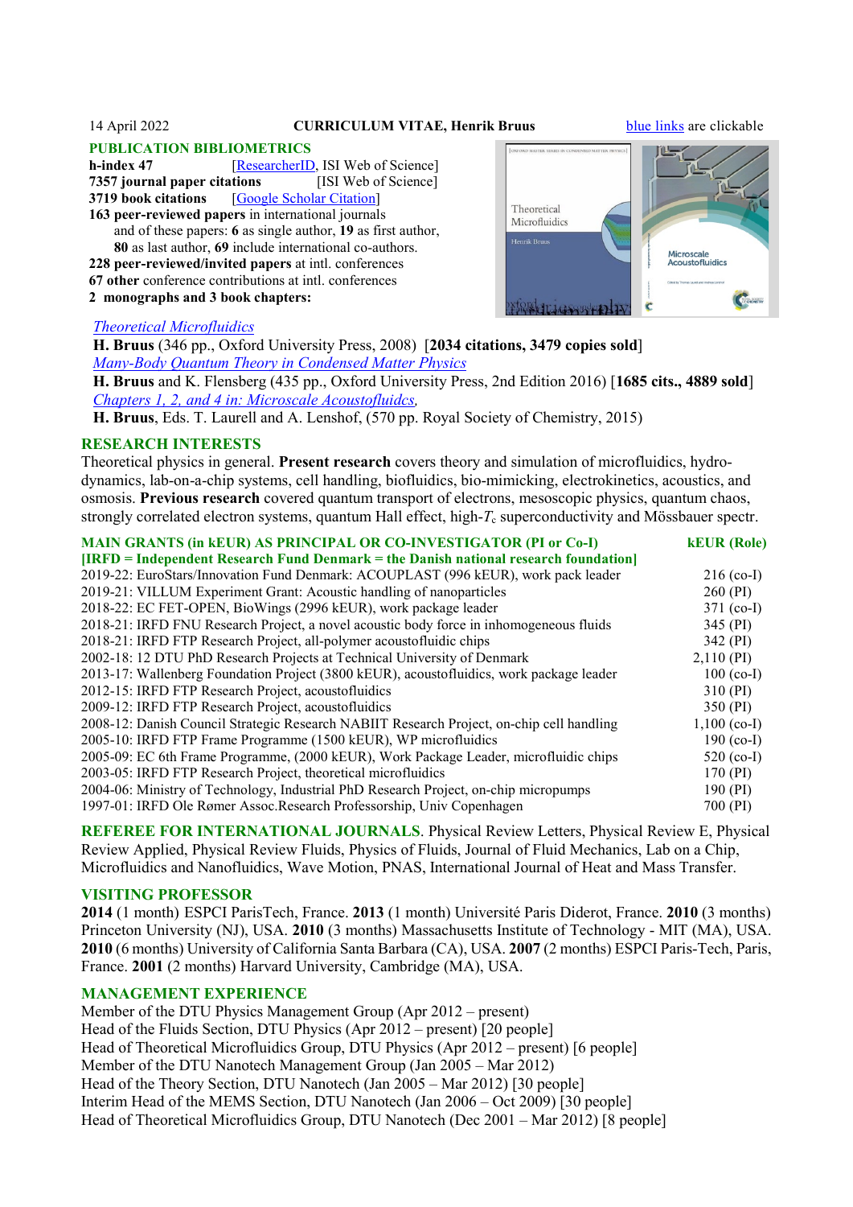14 April 2022 **CURRICULUM VITAE, Henrik Bruus** blue links are clickable

## PUBLICATION BIBLIOMETRICS

**h-index 47** [ResearcherID, ISI Web of Science]
**7357 journal paper citations** [ISI Web of Science]
**3719 book citations** [Google Scholar Citation]
**163 peer-reviewed papers** in international journals
and of these papers: **6** as single author, **19** as first author,
**80** as last author, **69** include international co-authors.
**228 peer-reviewed/invited papers** at intl. conferences
**67 other** conference contributions at intl. conferences
**2 monographs and 3 book chapters:**

*Theoretical Microfluidics*
**H. Bruus** (346 pp., Oxford University Press, 2008) [**2034 citations, 3479 copies sold**]
*Many-Body Quantum Theory in Condensed Matter Physics*
**H. Bruus** and K. Flensberg (435 pp., Oxford University Press, 2nd Edition 2016) [**1685 cits., 4889 sold**]
*Chapters 1, 2, and 4 in: Microscale Acoustofluidcs,*
**H. Bruus**, Eds. T. Laurell and A. Lenshof, (570 pp. Royal Society of Chemistry, 2015)

## RESEARCH INTERESTS

Theoretical physics in general. **Present research** covers theory and simulation of microfluidics, hydrodynamics, lab-on-a-chip systems, cell handling, biofluidics, bio-mimicking, electrokinetics, acoustics, and osmosis. **Previous research** covered quantum transport of electrons, mesoscopic physics, quantum chaos, strongly correlated electron systems, quantum Hall effect, high-$T_c$ superconductivity and Mössbauer spectr.

## MAIN GRANTS (in kEUR) AS PRINCIPAL OR CO-INVESTIGATOR (PI or Co-I)

**[IRFD = Independent Research Fund Denmark = the Danish national research foundation]**

| Grant | kEUR (Role) |
|---|---|
| 2019-22: EuroStars/Innovation Fund Denmark: ACOUPLAST (996 kEUR), work pack leader | 216 (co-I) |
| 2019-21: VILLUM Experiment Grant: Acoustic handling of nanoparticles | 260 (PI) |
| 2018-22: EC FET-OPEN, BioWings (2996 kEUR), work package leader | 371 (co-I) |
| 2018-21: IRFD FNU Research Project, a novel acoustic body force in inhomogeneous fluids | 345 (PI) |
| 2018-21: IRFD FTP Research Project, all-polymer acoustofluidic chips | 342 (PI) |
| 2002-18: 12 DTU PhD Research Projects at Technical University of Denmark | 2,110 (PI) |
| 2013-17: Wallenberg Foundation Project (3800 kEUR), acoustofluidics, work package leader | 100 (co-I) |
| 2012-15: IRFD FTP Research Project, acoustofluidics | 310 (PI) |
| 2009-12: IRFD FTP Research Project, acoustofluidics | 350 (PI) |
| 2008-12: Danish Council Strategic Research NABIIT Research Project, on-chip cell handling | 1,100 (co-I) |
| 2005-10: IRFD FTP Frame Programme (1500 kEUR), WP microfluidics | 190 (co-I) |
| 2005-09: EC 6th Frame Programme, (2000 kEUR), Work Package Leader, microfluidic chips | 520 (co-I) |
| 2003-05: IRFD FTP Research Project, theoretical microfluidics | 170 (PI) |
| 2004-06: Ministry of Technology, Industrial PhD Research Project, on-chip micropumps | 190 (PI) |
| 1997-01: IRFD Ole Rømer Assoc.Research Professorship, Univ Copenhagen | 700 (PI) |

**REFEREE FOR INTERNATIONAL JOURNALS**. Physical Review Letters, Physical Review E, Physical Review Applied, Physical Review Fluids, Physics of Fluids, Journal of Fluid Mechanics, Lab on a Chip, Microfluidics and Nanofluidics, Wave Motion, PNAS, International Journal of Heat and Mass Transfer.

## VISITING PROFESSOR

**2014** (1 month) ESPCI ParisTech, France. **2013** (1 month) Université Paris Diderot, France. **2010** (3 months) Princeton University (NJ), USA. **2010** (3 months) Massachusetts Institute of Technology - MIT (MA), USA. **2010** (6 months) University of California Santa Barbara (CA), USA. **2007** (2 months) ESPCI Paris-Tech, Paris, France. **2001** (2 months) Harvard University, Cambridge (MA), USA.

## MANAGEMENT EXPERIENCE

Member of the DTU Physics Management Group (Apr 2012 – present)
Head of the Fluids Section, DTU Physics (Apr 2012 – present) [20 people]
Head of Theoretical Microfluidics Group, DTU Physics (Apr 2012 – present) [6 people]
Member of the DTU Nanotech Management Group (Jan 2005 – Mar 2012)
Head of the Theory Section, DTU Nanotech (Jan 2005 – Mar 2012) [30 people]
Interim Head of the MEMS Section, DTU Nanotech (Jan 2006 – Oct 2009) [30 people]
Head of Theoretical Microfluidics Group, DTU Nanotech (Dec 2001 – Mar 2012) [8 people]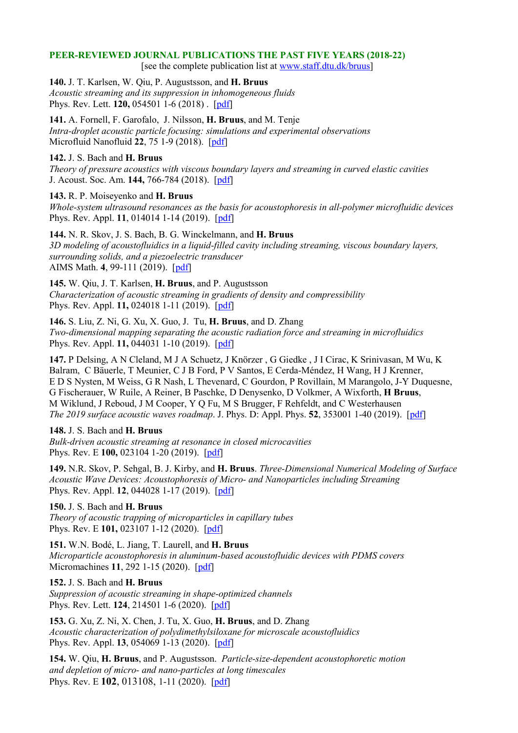**PEER-REVIEWED JOURNAL PUBLICATIONS THE PAST FIVE YEARS (2018-22)**

[see the complete publication list at www.staff.dtu.dk/bruus]

**140.** J. T. Karlsen, W. Qiu, P. Augustsson, and **H. Bruus**
*Acoustic streaming and its suppression in inhomogeneous fluids*
Phys. Rev. Lett. **120,** 054501 1-6 (2018) . [pdf]

**141.** A. Fornell, F. Garofalo, J. Nilsson, **H. Bruus**, and M. Tenje
*Intra-droplet acoustic particle focusing: simulations and experimental observations*
Microfluid Nanofluid **22**, 75 1-9 (2018). [pdf]

**142.** J. S. Bach and **H. Bruus**
*Theory of pressure acoustics with viscous boundary layers and streaming in curved elastic cavities*
J. Acoust. Soc. Am. **144,** 766-784 (2018). [pdf]

**143.** R. P. Moiseyenko and **H. Bruus**
*Whole-system ultrasound resonances as the basis for acoustophoresis in all-polymer microfluidic devices*
Phys. Rev. Appl. **11**, 014014 1-14 (2019). [pdf]

**144.** N. R. Skov, J. S. Bach, B. G. Winckelmann, and **H. Bruus**
*3D modeling of acoustofluidics in a liquid-filled cavity including streaming, viscous boundary layers, surrounding solids, and a piezoelectric transducer*
AIMS Math. **4**, 99-111 (2019). [pdf]

**145.** W. Qiu, J. T. Karlsen, **H. Bruus**, and P. Augustsson
*Characterization of acoustic streaming in gradients of density and compressibility*
Phys. Rev. Appl. **11,** 024018 1-11 (2019). [pdf]

**146.** S. Liu, Z. Ni, G. Xu, X. Guo, J. Tu, **H. Bruus**, and D. Zhang
*Two-dimensional mapping separating the acoustic radiation force and streaming in microfluidics*
Phys. Rev. Appl. **11,** 044031 1-10 (2019). [pdf]

**147.** P Delsing, A N Cleland, M J A Schuetz, J Knörzer , G Giedke , J I Cirac, K Srinivasan, M Wu, K Balram, C Bäuerle, T Meunier, C J B Ford, P V Santos, E Cerda-Méndez, H Wang, H J Krenner, E D S Nysten, M Weiss, G R Nash, L Thevenard, C Gourdon, P Rovillain, M Marangolo, J-Y Duquesne, G Fischerauer, W Ruile, A Reiner, B Paschke, D Denysenko, D Volkmer, A Wixforth, **H Bruus**, M Wiklund, J Reboud, J M Cooper, Y Q Fu, M S Brugger, F Rehfeldt, and C Westerhausen
*The 2019 surface acoustic waves roadmap*. J. Phys. D: Appl. Phys. **52**, 353001 1-40 (2019). [pdf]

**148.** J. S. Bach and **H. Bruus**
*Bulk-driven acoustic streaming at resonance in closed microcavities*
Phys. Rev. E **100,** 023104 1-20 (2019). [pdf]

**149.** N.R. Skov, P. Sehgal, B. J. Kirby, and **H. Bruus**. *Three-Dimensional Numerical Modeling of Surface Acoustic Wave Devices: Acoustophoresis of Micro- and Nanoparticles including Streaming*
Phys. Rev. Appl. **12**, 044028 1-17 (2019). [pdf]

**150.** J. S. Bach and **H. Bruus**
*Theory of acoustic trapping of microparticles in capillary tubes*
Phys. Rev. E **101,** 023107 1-12 (2020). [pdf]

**151.** W.N. Bodé, L. Jiang, T. Laurell, and **H. Bruus**
*Microparticle acoustophoresis in aluminum-based acoustofluidic devices with PDMS covers*
Micromachines **11**, 292 1-15 (2020). [pdf]

**152.** J. S. Bach and **H. Bruus**
*Suppression of acoustic streaming in shape-optimized channels*
Phys. Rev. Lett. **124**, 214501 1-6 (2020). [pdf]

**153.** G. Xu, Z. Ni, X. Chen, J. Tu, X. Guo, **H. Bruus**, and D. Zhang
*Acoustic characterization of polydimethylsiloxane for microscale acoustofluidics*
Phys. Rev. Appl. **13**, 054069 1-13 (2020). [pdf]

**154.** W. Qiu, **H. Bruus**, and P. Augustsson. *Particle-size-dependent acoustophoretic motion and depletion of micro- and nano-particles at long timescales*
Phys. Rev. E **102**, 013108, 1-11 (2020). [pdf]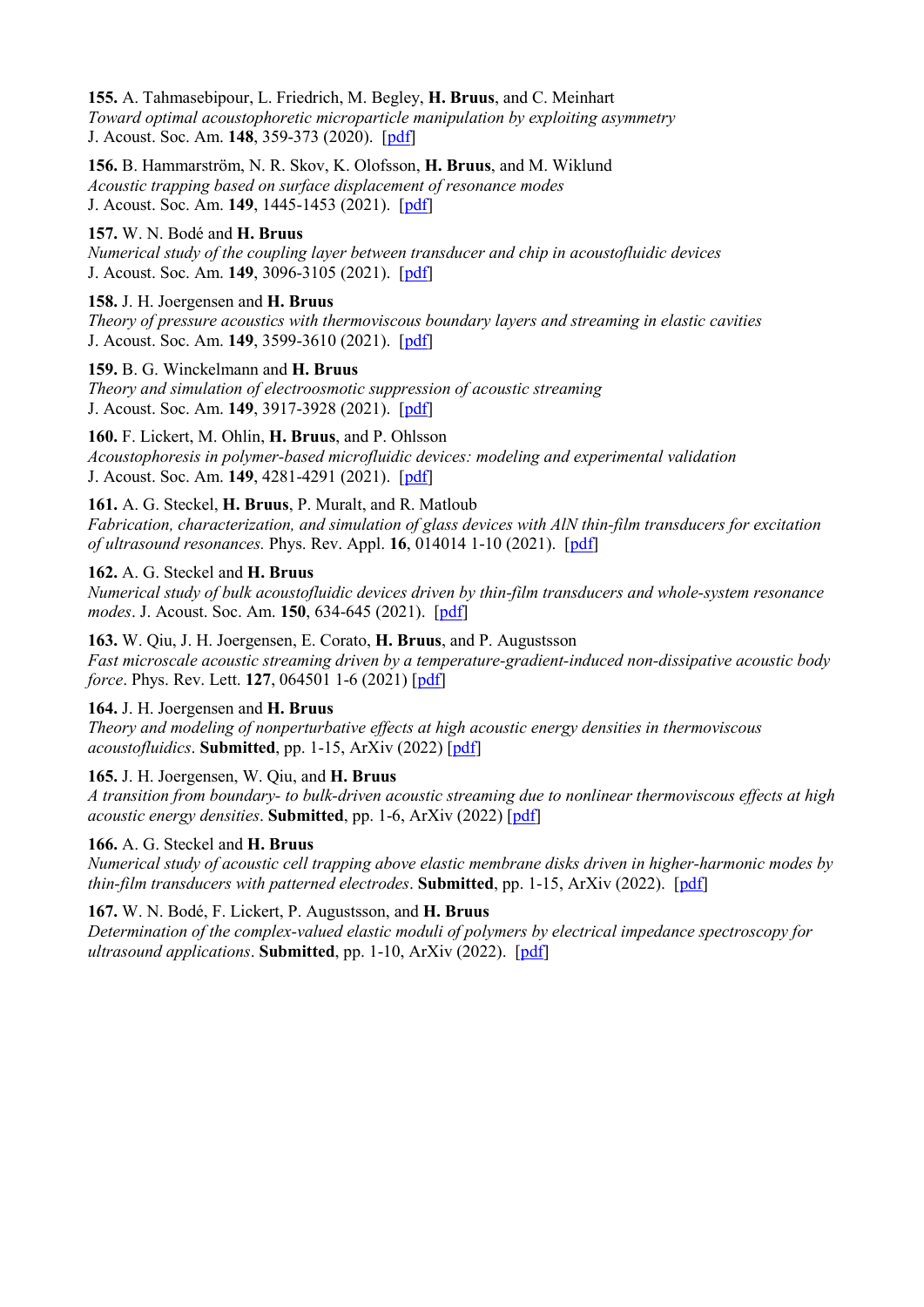**155.** A. Tahmasebipour, L. Friedrich, M. Begley, **H. Bruus**, and C. Meinhart
*Toward optimal acoustophoretic microparticle manipulation by exploiting asymmetry*
J. Acoust. Soc. Am. **148**, 359-373 (2020). [pdf]

**156.** B. Hammarström, N. R. Skov, K. Olofsson, **H. Bruus**, and M. Wiklund
*Acoustic trapping based on surface displacement of resonance modes*
J. Acoust. Soc. Am. **149**, 1445-1453 (2021). [pdf]

**157.** W. N. Bodé and **H. Bruus**
*Numerical study of the coupling layer between transducer and chip in acoustofluidic devices*
J. Acoust. Soc. Am. **149**, 3096-3105 (2021). [pdf]

**158.** J. H. Joergensen and **H. Bruus**
*Theory of pressure acoustics with thermoviscous boundary layers and streaming in elastic cavities*
J. Acoust. Soc. Am. **149**, 3599-3610 (2021). [pdf]

**159.** B. G. Winckelmann and **H. Bruus**
*Theory and simulation of electroosmotic suppression of acoustic streaming*
J. Acoust. Soc. Am. **149**, 3917-3928 (2021). [pdf]

**160.** F. Lickert, M. Ohlin, **H. Bruus**, and P. Ohlsson
*Acoustophoresis in polymer-based microfluidic devices: modeling and experimental validation*
J. Acoust. Soc. Am. **149**, 4281-4291 (2021). [pdf]

**161.** A. G. Steckel, **H. Bruus**, P. Muralt, and R. Matloub
*Fabrication, characterization, and simulation of glass devices with AlN thin-film transducers for excitation of ultrasound resonances.* Phys. Rev. Appl. **16**, 014014 1-10 (2021). [pdf]

**162.** A. G. Steckel and **H. Bruus**
*Numerical study of bulk acoustofluidic devices driven by thin-film transducers and whole-system resonance modes*. J. Acoust. Soc. Am. **150**, 634-645 (2021). [pdf]

**163.** W. Qiu, J. H. Joergensen, E. Corato, **H. Bruus**, and P. Augustsson
*Fast microscale acoustic streaming driven by a temperature-gradient-induced non-dissipative acoustic body force*. Phys. Rev. Lett. **127**, 064501 1-6 (2021) [pdf]

**164.** J. H. Joergensen and **H. Bruus**
*Theory and modeling of nonperturbative effects at high acoustic energy densities in thermoviscous acoustofluidics*. **Submitted**, pp. 1-15, ArXiv (2022) [pdf]

**165.** J. H. Joergensen, W. Qiu, and **H. Bruus**
*A transition from boundary- to bulk-driven acoustic streaming due to nonlinear thermoviscous effects at high acoustic energy densities*. **Submitted**, pp. 1-6, ArXiv (2022) [pdf]

**166.** A. G. Steckel and **H. Bruus**
*Numerical study of acoustic cell trapping above elastic membrane disks driven in higher-harmonic modes by thin-film transducers with patterned electrodes*. **Submitted**, pp. 1-15, ArXiv (2022). [pdf]

**167.** W. N. Bodé, F. Lickert, P. Augustsson, and **H. Bruus**
*Determination of the complex-valued elastic moduli of polymers by electrical impedance spectroscopy for ultrasound applications*. **Submitted**, pp. 1-10, ArXiv (2022). [pdf]